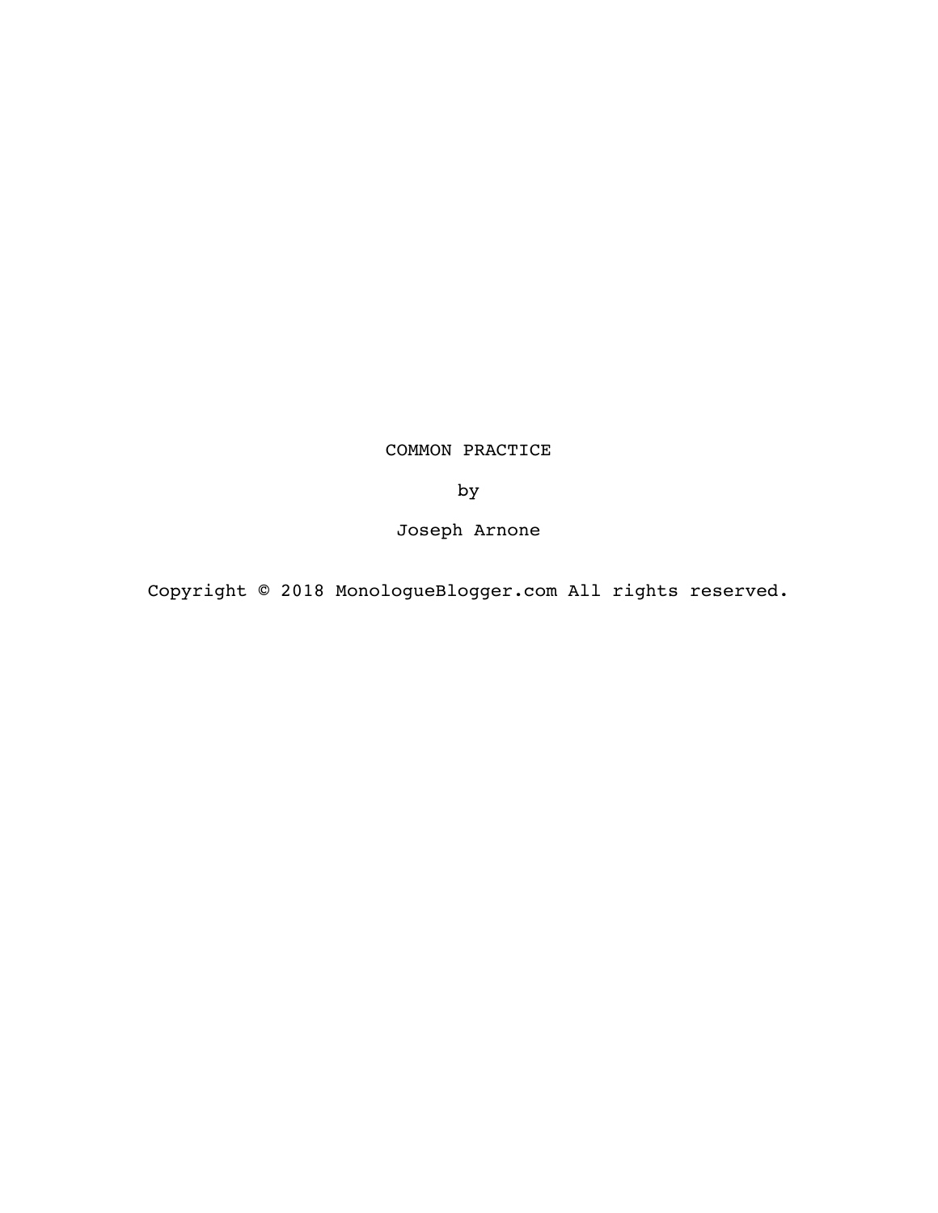# COMMON PRACTICE

by

Joseph Arnone

Copyright © 2018 MonologueBlogger.com All rights reserved.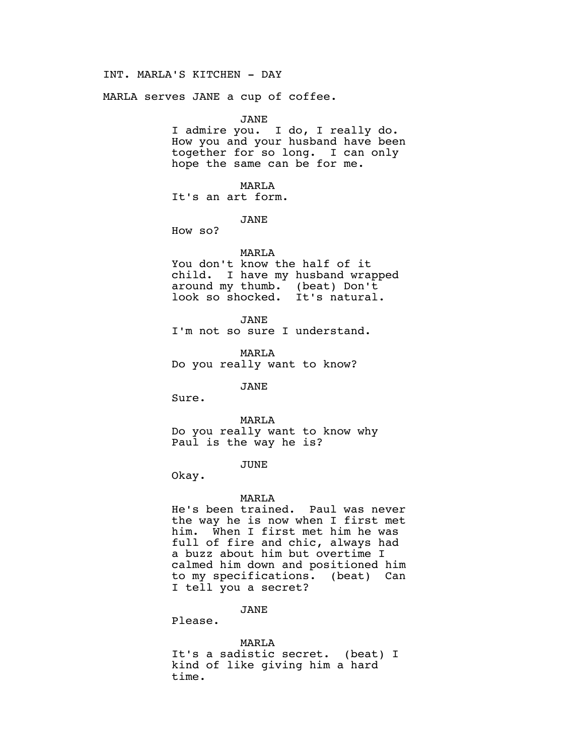INT. MARLA'S KITCHEN - DAY

MARLA serves JANE a cup of coffee.

JANE
I admire you. I do, I really do. How you and your husband have been together for so long. I can only hope the same can be for me.

MARLA
It's an art form.

JANE
How so?

MARLA
You don't know the half of it child. I have my husband wrapped around my thumb. (beat) Don't look so shocked. It's natural.

JANE
I'm not so sure I understand.

MARLA
Do you really want to know?

JANE
Sure.

MARLA
Do you really want to know why Paul is the way he is?

JUNE
Okay.

MARLA
He's been trained. Paul was never the way he is now when I first met him. When I first met him he was full of fire and chic, always had a buzz about him but overtime I calmed him down and positioned him to my specifications. (beat) Can I tell you a secret?

JANE
Please.

MARLA
It's a sadistic secret. (beat) I kind of like giving him a hard time.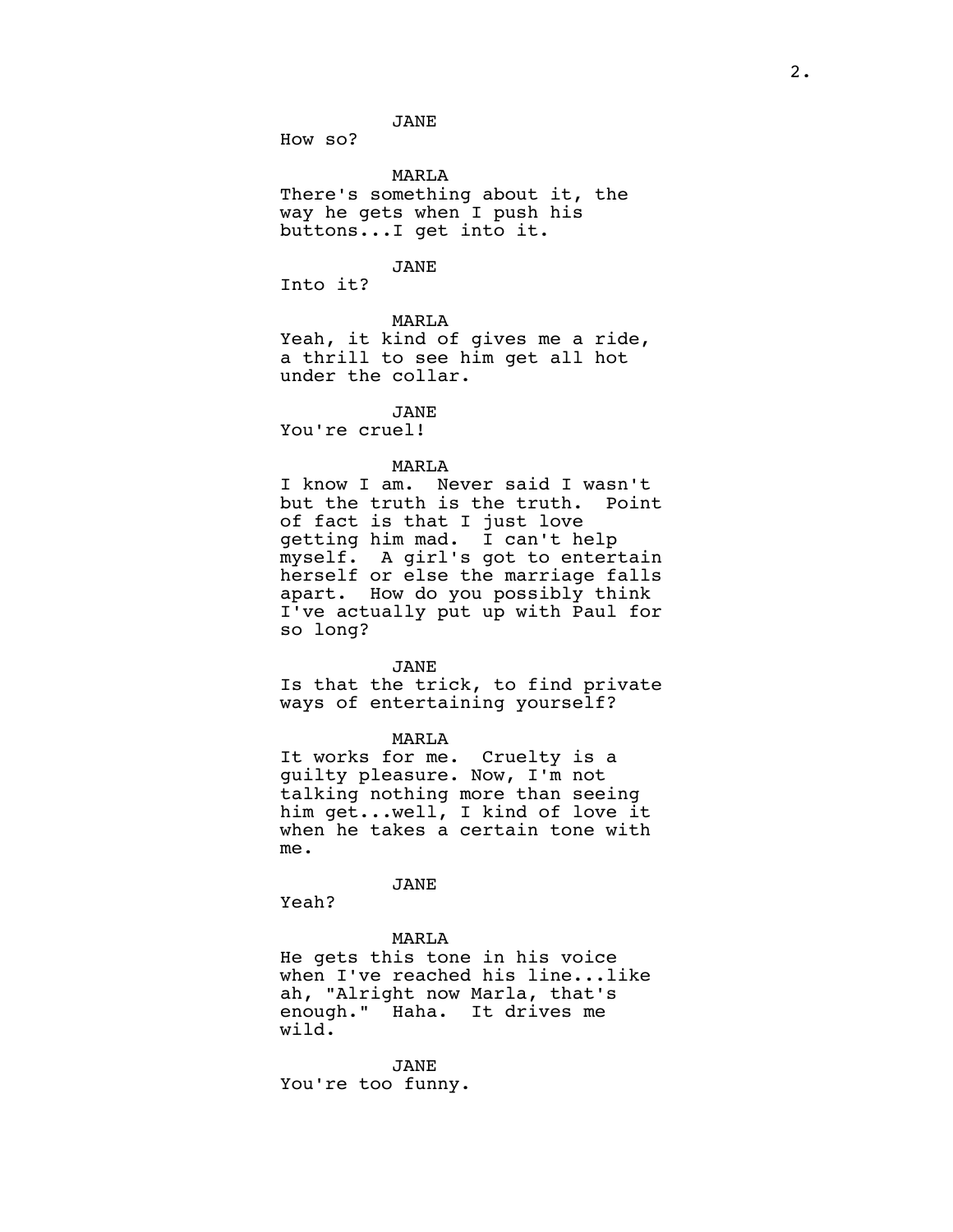JANE

How so?

MARLA

There's something about it, the way he gets when I push his buttons...I get into it.

JANE

Into it?

MARLA

Yeah, it kind of gives me a ride, a thrill to see him get all hot under the collar.

JANE

You're cruel!

MARLA

I know I am. Never said I wasn't but the truth is the truth. Point of fact is that I just love getting him mad. I can't help myself. A girl's got to entertain herself or else the marriage falls apart. How do you possibly think I've actually put up with Paul for so long?

JANE

Is that the trick, to find private ways of entertaining yourself?

MARLA

It works for me. Cruelty is a guilty pleasure. Now, I'm not talking nothing more than seeing him get...well, I kind of love it when he takes a certain tone with me.

JANE

Yeah?

MARLA

He gets this tone in his voice when I've reached his line...like ah, "Alright now Marla, that's enough." Haha. It drives me wild.

JANE

You're too funny.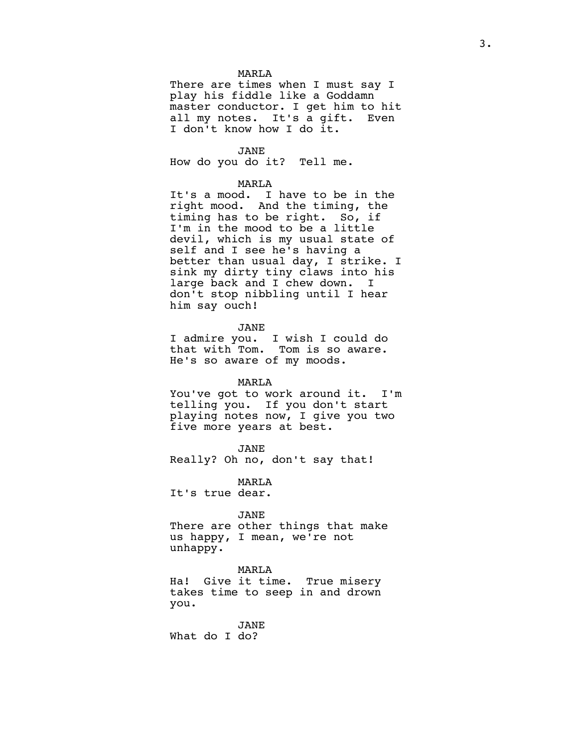MARLA

There are times when I must say I play his fiddle like a Goddamn master conductor. I get him to hit all my notes. It's a gift. Even I don't know how I do it.

JANE

How do you do it? Tell me.

MARLA

It's a mood. I have to be in the right mood. And the timing, the timing has to be right. So, if I'm in the mood to be a little devil, which is my usual state of self and I see he's having a better than usual day, I strike. I sink my dirty tiny claws into his large back and I chew down. I don't stop nibbling until I hear him say ouch!

JANE

I admire you. I wish I could do that with Tom. Tom is so aware. He's so aware of my moods.

MARLA

You've got to work around it. I'm telling you. If you don't start playing notes now, I give you two five more years at best.

JANE

Really? Oh no, don't say that!

MARLA

It's true dear.

JANE

There are other things that make us happy, I mean, we're not unhappy.

MARLA

Ha! Give it time. True misery takes time to seep in and drown you.

JANE

What do I do?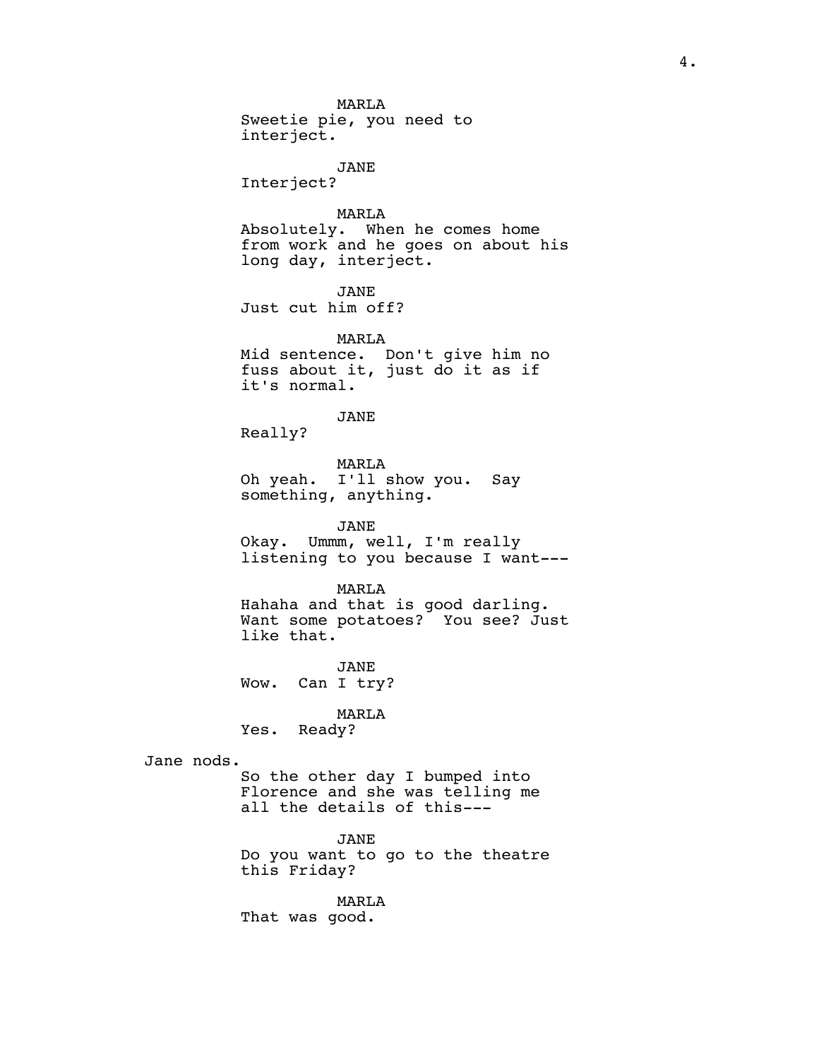MARLA
Sweetie pie, you need to interject.

JANE
Interject?

MARLA
Absolutely. When he comes home from work and he goes on about his long day, interject.

JANE
Just cut him off?

MARLA
Mid sentence. Don't give him no fuss about it, just do it as if it's normal.

JANE
Really?

MARLA
Oh yeah. I'll show you. Say something, anything.

JANE
Okay. Ummm, well, I'm really listening to you because I want---

MARLA
Hahaha and that is good darling. Want some potatoes? You see? Just like that.

JANE
Wow. Can I try?

MARLA
Yes. Ready?

Jane nods.

So the other day I bumped into Florence and she was telling me all the details of this---

JANE
Do you want to go to the theatre this Friday?

MARLA
That was good.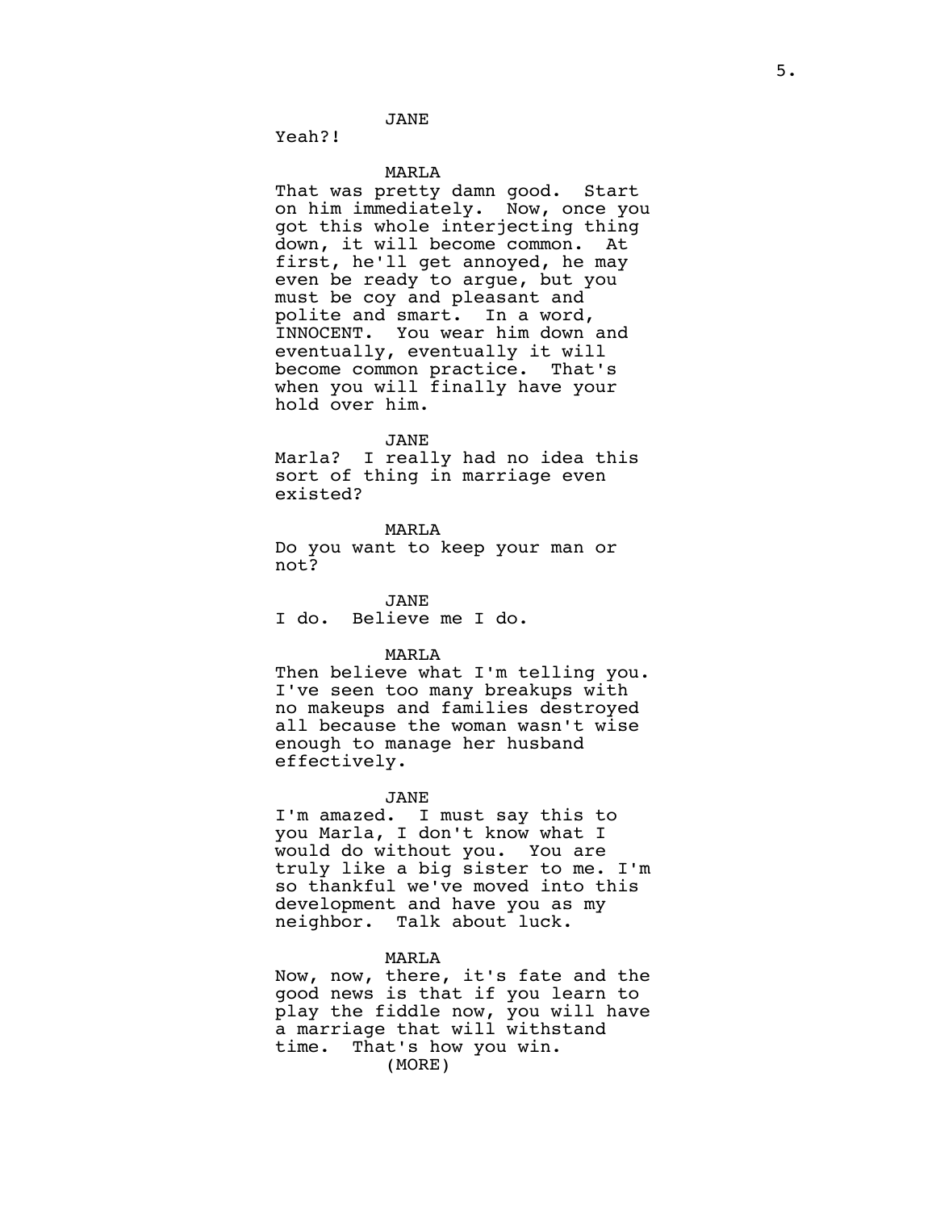JANE

Yeah?!

MARLA

That was pretty damn good. Start on him immediately. Now, once you got this whole interjecting thing down, it will become common. At first, he'll get annoyed, he may even be ready to argue, but you must be coy and pleasant and polite and smart. In a word, INNOCENT. You wear him down and eventually, eventually it will become common practice. That's when you will finally have your hold over him.

JANE

Marla? I really had no idea this sort of thing in marriage even existed?

MARLA

Do you want to keep your man or not?

JANE

I do. Believe me I do.

MARLA

Then believe what I'm telling you. I've seen too many breakups with no makeups and families destroyed all because the woman wasn't wise enough to manage her husband effectively.

JANE

I'm amazed. I must say this to you Marla, I don't know what I would do without you. You are truly like a big sister to me. I'm so thankful we've moved into this development and have you as my neighbor. Talk about luck.

MARLA

Now, now, there, it's fate and the good news is that if you learn to play the fiddle now, you will have a marriage that will withstand time. That's how you win.

(MORE)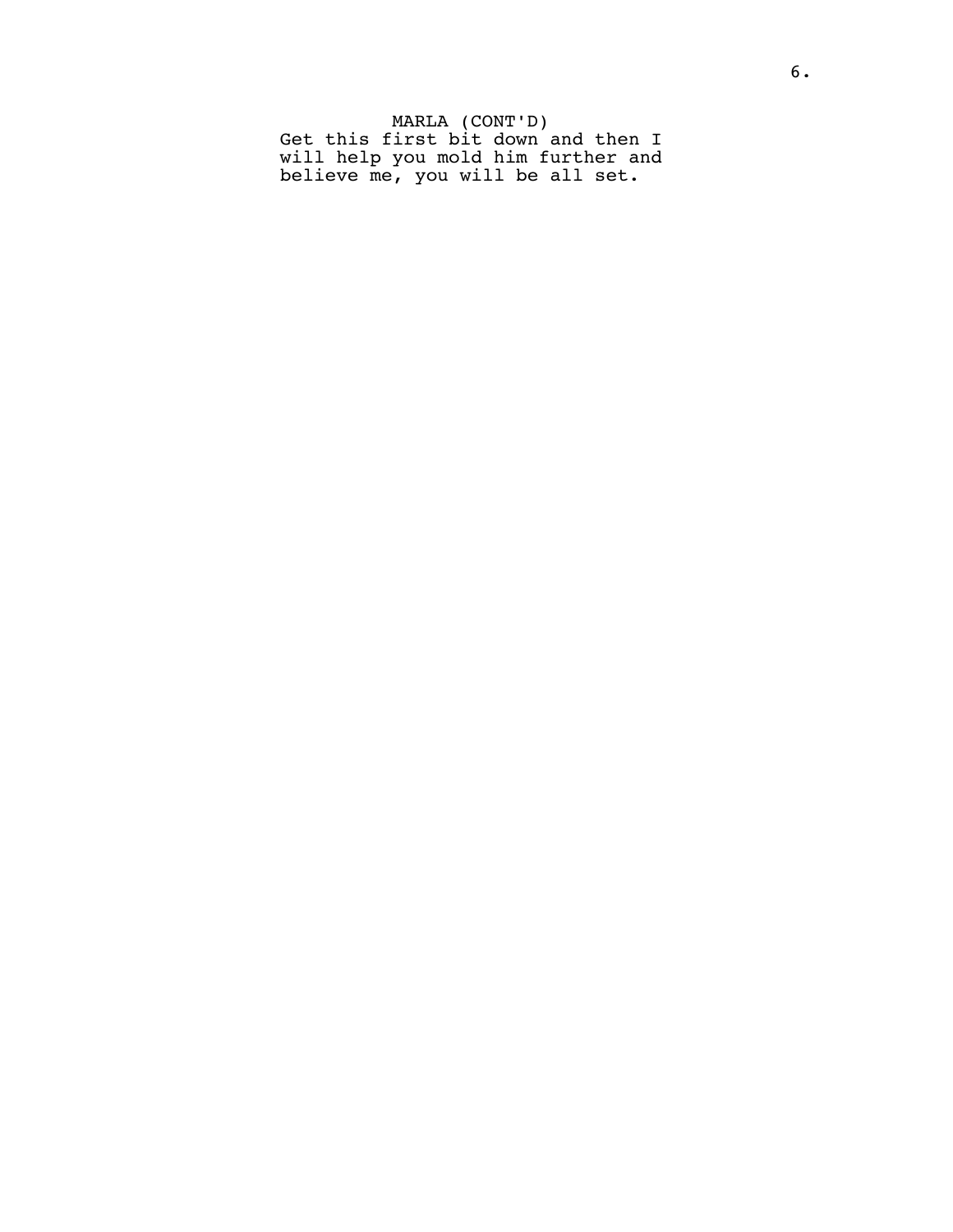MARLA (CONT'D)
Get this first bit down and then I will help you mold him further and believe me, you will be all set.